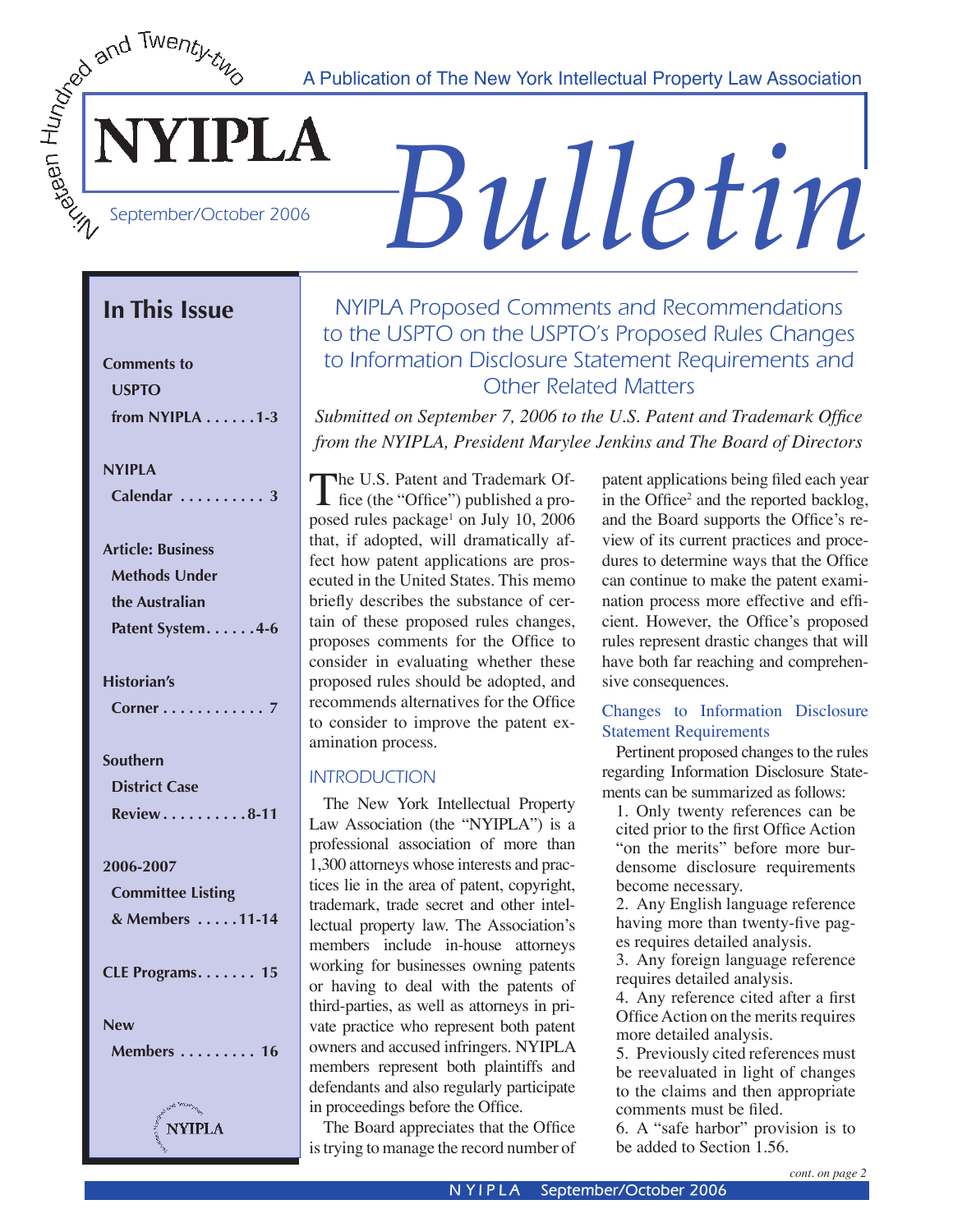Nineteen Hundred and Twenty-two

A Publication of The New York Intellectual Property Law Association

# NYIPLA Bulletin

September/October 2006

## In This Issue

**Comments to USPTO from NYIPLA** . . . . . .1-3

**NYIPLA Calendar** . . . . . . . . . . 3

**Article: Business Methods Under the Australian Patent System** . . . . . .4-6

**Historian's Corner** . . . . . . . . . . . . 7

**Southern District Case Review** . . . . . . . . . .8-11

**2006-2007 Committee Listing & Members** . . . . .11-14

**CLE Programs** . . . . . . . 15

**New Members** . . . . . . . . . 16

## NYIPLA Proposed Comments and Recommendations to the USPTO on the USPTO's Proposed Rules Changes to Information Disclosure Statement Requirements and Other Related Matters

*Submitted on September 7, 2006 to the U.S. Patent and Trademark Office from the NYIPLA, President Marylee Jenkins and The Board of Directors*

The U.S. Patent and Trademark Office (the "Office") published a proposed rules package[1] on July 10, 2006 that, if adopted, will dramatically affect how patent applications are prosecuted in the United States. This memo briefly describes the substance of certain of these proposed rules changes, proposes comments for the Office to consider in evaluating whether these proposed rules should be adopted, and recommends alternatives for the Office to consider to improve the patent examination process.

### INTRODUCTION

The New York Intellectual Property Law Association (the "NYIPLA") is a professional association of more than 1,300 attorneys whose interests and practices lie in the area of patent, copyright, trademark, trade secret and other intellectual property law. The Association's members include in-house attorneys working for businesses owning patents or having to deal with the patents of third-parties, as well as attorneys in private practice who represent both patent owners and accused infringers. NYIPLA members represent both plaintiffs and defendants and also regularly participate in proceedings before the Office.

The Board appreciates that the Office is trying to manage the record number of patent applications being filed each year in the Office[2] and the reported backlog, and the Board supports the Office's review of its current practices and procedures to determine ways that the Office can continue to make the patent examination process more effective and efficient. However, the Office's proposed rules represent drastic changes that will have both far reaching and comprehensive consequences.

### Changes to Information Disclosure Statement Requirements

Pertinent proposed changes to the rules regarding Information Disclosure Statements can be summarized as follows:

1. Only twenty references can be cited prior to the first Office Action "on the merits" before more burdensome disclosure requirements become necessary.
2. Any English language reference having more than twenty-five pages requires detailed analysis.
3. Any foreign language reference requires detailed analysis.
4. Any reference cited after a first Office Action on the merits requires more detailed analysis.
5. Previously cited references must be reevaluated in light of changes to the claims and then appropriate comments must be filed.
6. A "safe harbor" provision is to be added to Section 1.56.

*cont. on page 2*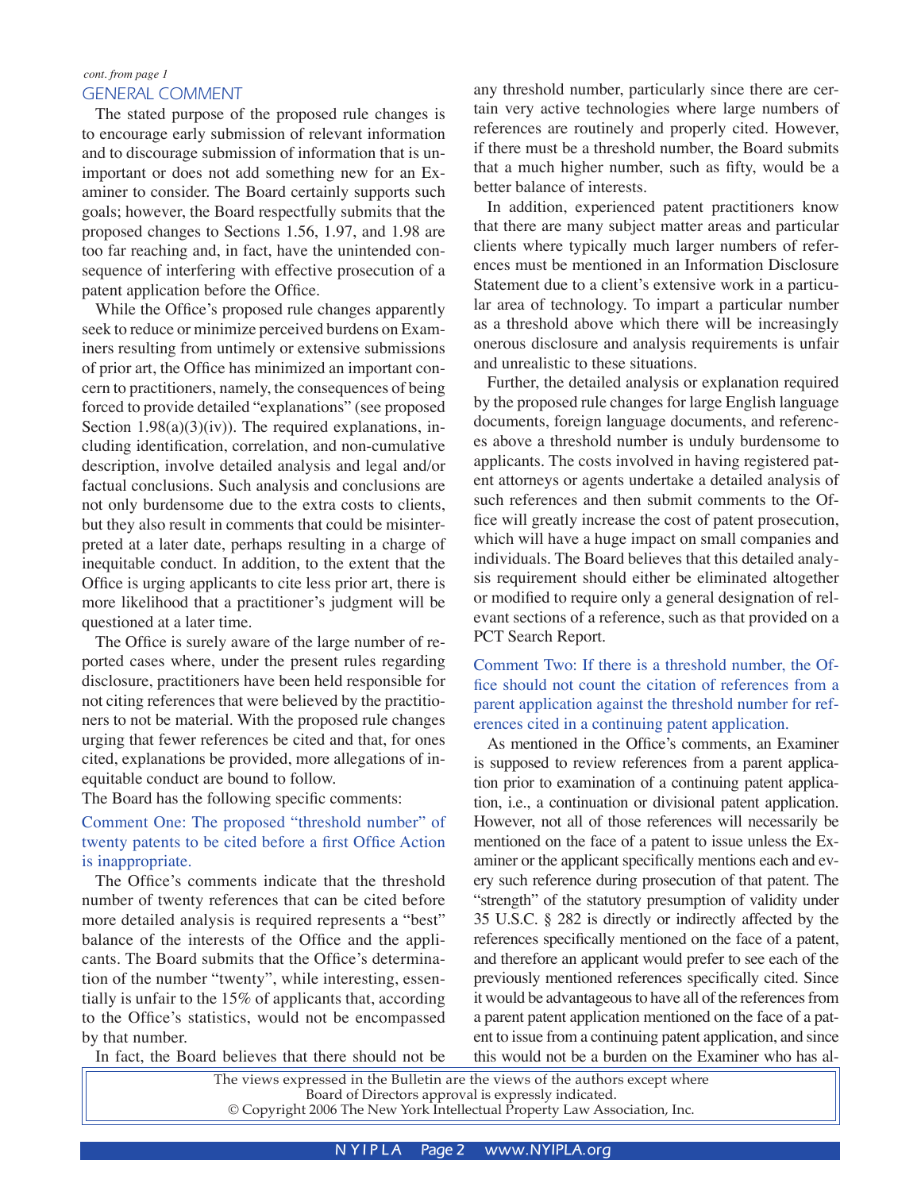*cont. from page 1*

## GENERAL COMMENT

The stated purpose of the proposed rule changes is to encourage early submission of relevant information and to discourage submission of information that is unimportant or does not add something new for an Examiner to consider. The Board certainly supports such goals; however, the Board respectfully submits that the proposed changes to Sections 1.56, 1.97, and 1.98 are too far reaching and, in fact, have the unintended consequence of interfering with effective prosecution of a patent application before the Office.

While the Office's proposed rule changes apparently seek to reduce or minimize perceived burdens on Examiners resulting from untimely or extensive submissions of prior art, the Office has minimized an important concern to practitioners, namely, the consequences of being forced to provide detailed "explanations" (see proposed Section 1.98(a)(3)(iv)). The required explanations, including identification, correlation, and non-cumulative description, involve detailed analysis and legal and/or factual conclusions. Such analysis and conclusions are not only burdensome due to the extra costs to clients, but they also result in comments that could be misinterpreted at a later date, perhaps resulting in a charge of inequitable conduct. In addition, to the extent that the Office is urging applicants to cite less prior art, there is more likelihood that a practitioner's judgment will be questioned at a later time.

The Office is surely aware of the large number of reported cases where, under the present rules regarding disclosure, practitioners have been held responsible for not citing references that were believed by the practitioners to not be material. With the proposed rule changes urging that fewer references be cited and that, for ones cited, explanations be provided, more allegations of inequitable conduct are bound to follow.

The Board has the following specific comments:

### Comment One: The proposed "threshold number" of twenty patents to be cited before a first Office Action is inappropriate.

The Office's comments indicate that the threshold number of twenty references that can be cited before more detailed analysis is required represents a "best" balance of the interests of the Office and the applicants. The Board submits that the Office's determination of the number "twenty", while interesting, essentially is unfair to the 15% of applicants that, according to the Office's statistics, would not be encompassed by that number.

In fact, the Board believes that there should not be any threshold number, particularly since there are certain very active technologies where large numbers of references are routinely and properly cited. However, if there must be a threshold number, the Board submits that a much higher number, such as fifty, would be a better balance of interests.

In addition, experienced patent practitioners know that there are many subject matter areas and particular clients where typically much larger numbers of references must be mentioned in an Information Disclosure Statement due to a client's extensive work in a particular area of technology. To impart a particular number as a threshold above which there will be increasingly onerous disclosure and analysis requirements is unfair and unrealistic to these situations.

Further, the detailed analysis or explanation required by the proposed rule changes for large English language documents, foreign language documents, and references above a threshold number is unduly burdensome to applicants. The costs involved in having registered patent attorneys or agents undertake a detailed analysis of such references and then submit comments to the Office will greatly increase the cost of patent prosecution, which will have a huge impact on small companies and individuals. The Board believes that this detailed analysis requirement should either be eliminated altogether or modified to require only a general designation of relevant sections of a reference, such as that provided on a PCT Search Report.

### Comment Two: If there is a threshold number, the Office should not count the citation of references from a parent application against the threshold number for references cited in a continuing patent application.

As mentioned in the Office's comments, an Examiner is supposed to review references from a parent application prior to examination of a continuing patent application, i.e., a continuation or divisional patent application. However, not all of those references will necessarily be mentioned on the face of a patent to issue unless the Examiner or the applicant specifically mentions each and every such reference during prosecution of that patent. The "strength" of the statutory presumption of validity under 35 U.S.C. § 282 is directly or indirectly affected by the references specifically mentioned on the face of a patent, and therefore an applicant would prefer to see each of the previously mentioned references specifically cited. Since it would be advantageous to have all of the references from a parent patent application mentioned on the face of a patent to issue from a continuing patent application, and since this would not be a burden on the Examiner who has al-

The views expressed in the Bulletin are the views of the authors except where Board of Directors approval is expressly indicated.
© Copyright 2006 The New York Intellectual Property Law Association, Inc.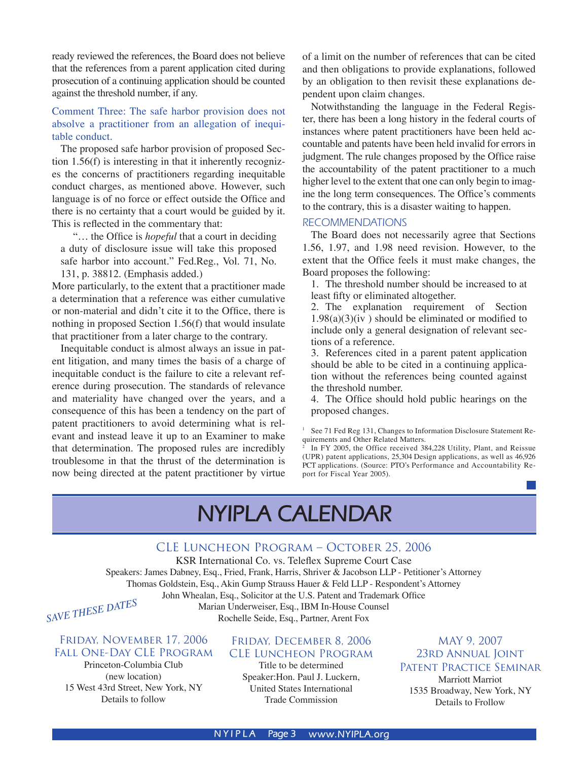ready reviewed the references, the Board does not believe that the references from a parent application cited during prosecution of a continuing application should be counted against the threshold number, if any.

### Comment Three: The safe harbor provision does not absolve a practitioner from an allegation of inequitable conduct.

The proposed safe harbor provision of proposed Section 1.56(f) is interesting in that it inherently recognizes the concerns of practitioners regarding inequitable conduct charges, as mentioned above. However, such language is of no force or effect outside the Office and there is no certainty that a court would be guided by it. This is reflected in the commentary that:

> "… the Office is *hopeful* that a court in deciding a duty of disclosure issue will take this proposed safe harbor into account." Fed.Reg., Vol. 71, No. 131, p. 38812. (Emphasis added.)

More particularly, to the extent that a practitioner made a determination that a reference was either cumulative or non-material and didn't cite it to the Office, there is nothing in proposed Section 1.56(f) that would insulate that practitioner from a later charge to the contrary.

Inequitable conduct is almost always an issue in patent litigation, and many times the basis of a charge of inequitable conduct is the failure to cite a relevant reference during prosecution. The standards of relevance and materiality have changed over the years, and a consequence of this has been a tendency on the part of patent practitioners to avoid determining what is relevant and instead leave it up to an Examiner to make that determination. The proposed rules are incredibly troublesome in that the thrust of the determination is now being directed at the patent practitioner by virtue of a limit on the number of references that can be cited and then obligations to provide explanations, followed by an obligation to then revisit these explanations dependent upon claim changes.

Notwithstanding the language in the Federal Register, there has been a long history in the federal courts of instances where patent practitioners have been held accountable and patents have been held invalid for errors in judgment. The rule changes proposed by the Office raise the accountability of the patent practitioner to a much higher level to the extent that one can only begin to imagine the long term consequences. The Office's comments to the contrary, this is a disaster waiting to happen.

### RECOMMENDATIONS

The Board does not necessarily agree that Sections 1.56, 1.97, and 1.98 need revision. However, to the extent that the Office feels it must make changes, the Board proposes the following:

1. The threshold number should be increased to at least fifty or eliminated altogether.
2. The explanation requirement of Section 1.98(a)(3)(iv ) should be eliminated or modified to include only a general designation of relevant sections of a reference.
3. References cited in a parent patent application should be able to be cited in a continuing application without the references being counted against the threshold number.
4. The Office should hold public hearings on the proposed changes.

[1] See 71 Fed Reg 131, Changes to Information Disclosure Statement Requirements and Other Related Matters.

[2] In FY 2005, the Office received 384,228 Utility, Plant, and Reissue (UPR) patent applications, 25,304 Design applications, as well as 46,926 PCT applications. (Source: PTO's Performance and Accountability Report for Fiscal Year 2005).

# NYIPLA CALENDAR

*SAVE THESE DATES*

## CLE Luncheon Program – October 25, 2006

KSR International Co. vs. Teleflex Supreme Court Case
Speakers: James Dabney, Esq., Fried, Frank, Harris, Shriver & Jacobson LLP - Petitioner's Attorney
Thomas Goldstein, Esq., Akin Gump Strauss Hauer & Feld LLP - Respondent's Attorney
John Whealan, Esq., Solicitor at the U.S. Patent and Trademark Office
Marian Underweiser, Esq., IBM In-House Counsel
Rochelle Seide, Esq., Partner, Arent Fox

## Friday, November 17, 2006 Fall One-Day CLE Program

Princeton-Columbia Club
(new location)
15 West 43rd Street, New York, NY
Details to follow

## Friday, December 8, 2006 CLE Luncheon Program

Title to be determined
Speaker:Hon. Paul J. Luckern, United States International Trade Commission

## May 9, 2007 23rd Annual Joint Patent Practice Seminar

Marriott Marriot
1535 Broadway, New York, NY
Details to Frollow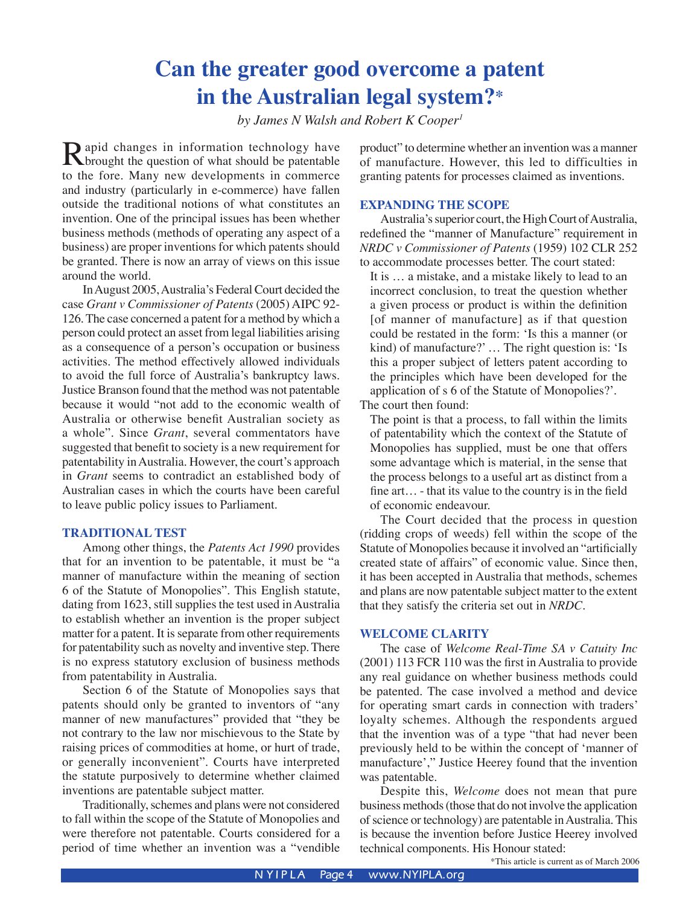# Can the greater good overcome a patent in the Australian legal system?*

*by James N Walsh and Robert K Cooper[1]*

Rapid changes in information technology have brought the question of what should be patentable to the fore. Many new developments in commerce and industry (particularly in e-commerce) have fallen outside the traditional notions of what constitutes an invention. One of the principal issues has been whether business methods (methods of operating any aspect of a business) are proper inventions for which patents should be granted. There is now an array of views on this issue around the world.

In August 2005, Australia's Federal Court decided the case *Grant v Commissioner of Patents* (2005) AIPC 92-126. The case concerned a patent for a method by which a person could protect an asset from legal liabilities arising as a consequence of a person's occupation or business activities. The method effectively allowed individuals to avoid the full force of Australia's bankruptcy laws. Justice Branson found that the method was not patentable because it would "not add to the economic wealth of Australia or otherwise benefit Australian society as a whole". Since *Grant*, several commentators have suggested that benefit to society is a new requirement for patentability in Australia. However, the court's approach in *Grant* seems to contradict an established body of Australian cases in which the courts have been careful to leave public policy issues to Parliament.

## TRADITIONAL TEST

Among other things, the *Patents Act 1990* provides that for an invention to be patentable, it must be "a manner of manufacture within the meaning of section 6 of the Statute of Monopolies". This English statute, dating from 1623, still supplies the test used in Australia to establish whether an invention is the proper subject matter for a patent. It is separate from other requirements for patentability such as novelty and inventive step. There is no express statutory exclusion of business methods from patentability in Australia.

Section 6 of the Statute of Monopolies says that patents should only be granted to inventors of "any manner of new manufactures" provided that "they be not contrary to the law nor mischievous to the State by raising prices of commodities at home, or hurt of trade, or generally inconvenient". Courts have interpreted the statute purposively to determine whether claimed inventions are patentable subject matter.

Traditionally, schemes and plans were not considered to fall within the scope of the Statute of Monopolies and were therefore not patentable. Courts considered for a period of time whether an invention was a "vendible product" to determine whether an invention was a manner of manufacture. However, this led to difficulties in granting patents for processes claimed as inventions.

## EXPANDING THE SCOPE

Australia's superior court, the High Court of Australia, redefined the "manner of Manufacture" requirement in *NRDC v Commissioner of Patents* (1959) 102 CLR 252 to accommodate processes better. The court stated:

> It is … a mistake, and a mistake likely to lead to an incorrect conclusion, to treat the question whether a given process or product is within the definition [of manner of manufacture] as if that question could be restated in the form: 'Is this a manner (or kind) of manufacture?' … The right question is: 'Is this a proper subject of letters patent according to the principles which have been developed for the application of s 6 of the Statute of Monopolies?'.

The court then found:

> The point is that a process, to fall within the limits of patentability which the context of the Statute of Monopolies has supplied, must be one that offers some advantage which is material, in the sense that the process belongs to a useful art as distinct from a fine art… - that its value to the country is in the field of economic endeavour.

The Court decided that the process in question (ridding crops of weeds) fell within the scope of the Statute of Monopolies because it involved an "artificially created state of affairs" of economic value. Since then, it has been accepted in Australia that methods, schemes and plans are now patentable subject matter to the extent that they satisfy the criteria set out in *NRDC*.

## WELCOME CLARITY

The case of *Welcome Real-Time SA v Catuity Inc* (2001) 113 FCR 110 was the first in Australia to provide any real guidance on whether business methods could be patented. The case involved a method and device for operating smart cards in connection with traders' loyalty schemes. Although the respondents argued that the invention was of a type "that had never been previously held to be within the concept of 'manner of manufacture'," Justice Heerey found that the invention was patentable.

Despite this, *Welcome* does not mean that pure business methods (those that do not involve the application of science or technology) are patentable in Australia. This is because the invention before Justice Heerey involved technical components. His Honour stated:

*This article is current as of March 2006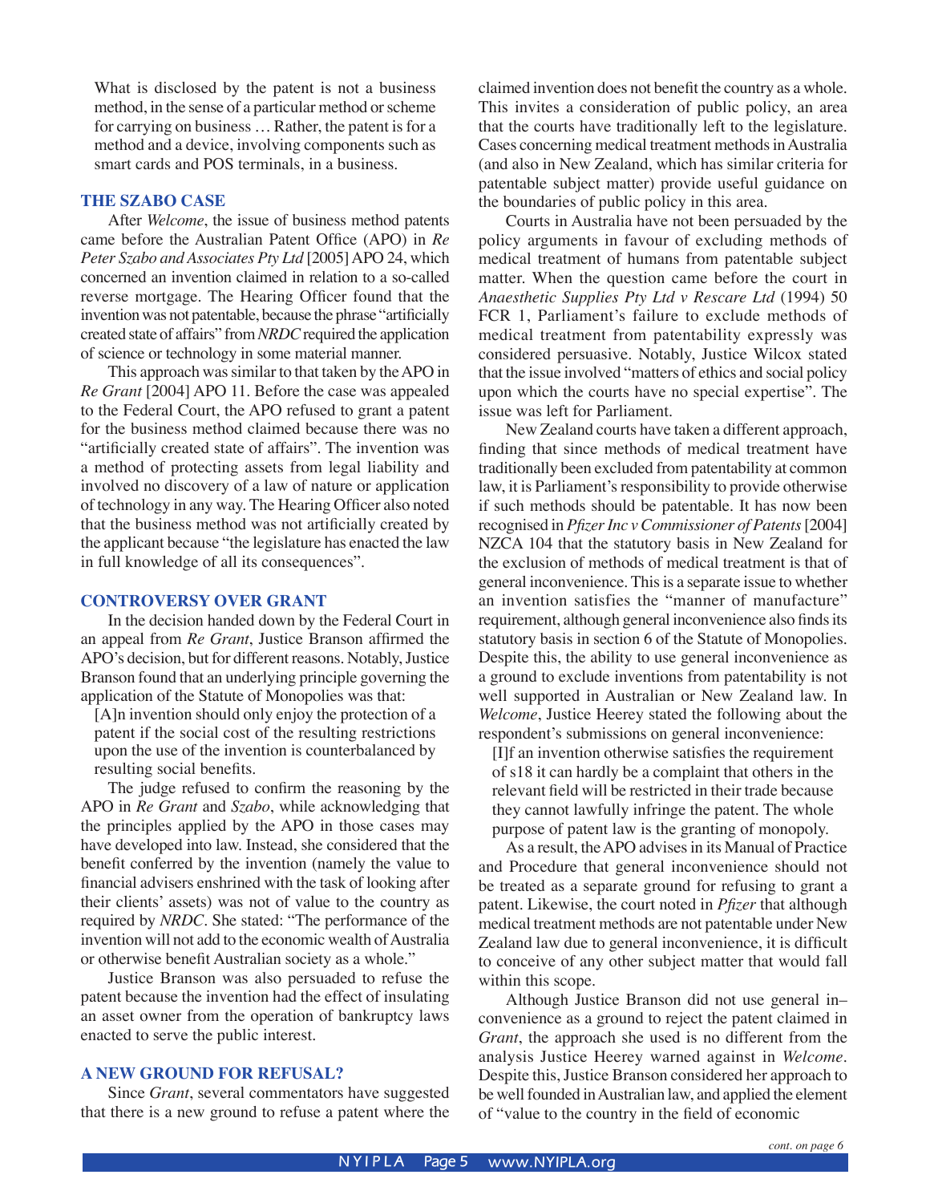What is disclosed by the patent is not a business method, in the sense of a particular method or scheme for carrying on business … Rather, the patent is for a method and a device, involving components such as smart cards and POS terminals, in a business.

## THE SZABO CASE

After *Welcome*, the issue of business method patents came before the Australian Patent Office (APO) in *Re Peter Szabo and Associates Pty Ltd* [2005] APO 24, which concerned an invention claimed in relation to a so-called reverse mortgage. The Hearing Officer found that the invention was not patentable, because the phrase "artificially created state of affairs" from *NRDC* required the application of science or technology in some material manner.

This approach was similar to that taken by the APO in *Re Grant* [2004] APO 11. Before the case was appealed to the Federal Court, the APO refused to grant a patent for the business method claimed because there was no "artificially created state of affairs". The invention was a method of protecting assets from legal liability and involved no discovery of a law of nature or application of technology in any way. The Hearing Officer also noted that the business method was not artificially created by the applicant because "the legislature has enacted the law in full knowledge of all its consequences".

## CONTROVERSY OVER GRANT

In the decision handed down by the Federal Court in an appeal from *Re Grant*, Justice Branson affirmed the APO's decision, but for different reasons. Notably, Justice Branson found that an underlying principle governing the application of the Statute of Monopolies was that:

> [A]n invention should only enjoy the protection of a patent if the social cost of the resulting restrictions upon the use of the invention is counterbalanced by resulting social benefits.

The judge refused to confirm the reasoning by the APO in *Re Grant* and *Szabo*, while acknowledging that the principles applied by the APO in those cases may have developed into law. Instead, she considered that the benefit conferred by the invention (namely the value to financial advisers enshrined with the task of looking after their clients' assets) was not of value to the country as required by *NRDC*. She stated: "The performance of the invention will not add to the economic wealth of Australia or otherwise benefit Australian society as a whole."

Justice Branson was also persuaded to refuse the patent because the invention had the effect of insulating an asset owner from the operation of bankruptcy laws enacted to serve the public interest.

## A NEW GROUND FOR REFUSAL?

Since *Grant*, several commentators have suggested that there is a new ground to refuse a patent where the claimed invention does not benefit the country as a whole. This invites a consideration of public policy, an area that the courts have traditionally left to the legislature. Cases concerning medical treatment methods in Australia (and also in New Zealand, which has similar criteria for patentable subject matter) provide useful guidance on the boundaries of public policy in this area.

Courts in Australia have not been persuaded by the policy arguments in favour of excluding methods of medical treatment of humans from patentable subject matter. When the question came before the court in *Anaesthetic Supplies Pty Ltd v Rescare Ltd* (1994) 50 FCR 1, Parliament's failure to exclude methods of medical treatment from patentability expressly was considered persuasive. Notably, Justice Wilcox stated that the issue involved "matters of ethics and social policy upon which the courts have no special expertise". The issue was left for Parliament.

New Zealand courts have taken a different approach, finding that since methods of medical treatment have traditionally been excluded from patentability at common law, it is Parliament's responsibility to provide otherwise if such methods should be patentable. It has now been recognised in *Pfizer Inc v Commissioner of Patents* [2004] NZCA 104 that the statutory basis in New Zealand for the exclusion of methods of medical treatment is that of general inconvenience. This is a separate issue to whether an invention satisfies the "manner of manufacture" requirement, although general inconvenience also finds its statutory basis in section 6 of the Statute of Monopolies. Despite this, the ability to use general inconvenience as a ground to exclude inventions from patentability is not well supported in Australian or New Zealand law. In *Welcome*, Justice Heerey stated the following about the respondent's submissions on general inconvenience:

> [I]f an invention otherwise satisfies the requirement of s18 it can hardly be a complaint that others in the relevant field will be restricted in their trade because they cannot lawfully infringe the patent. The whole purpose of patent law is the granting of monopoly.

As a result, the APO advises in its Manual of Practice and Procedure that general inconvenience should not be treated as a separate ground for refusing to grant a patent. Likewise, the court noted in *Pfizer* that although medical treatment methods are not patentable under New Zealand law due to general inconvenience, it is difficult to conceive of any other subject matter that would fall within this scope.

Although Justice Branson did not use general inconvenience as a ground to reject the patent claimed in *Grant*, the approach she used is no different from the analysis Justice Heerey warned against in *Welcome*. Despite this, Justice Branson considered her approach to be well founded in Australian law, and applied the element of "value to the country in the field of economic

*cont. on page 6*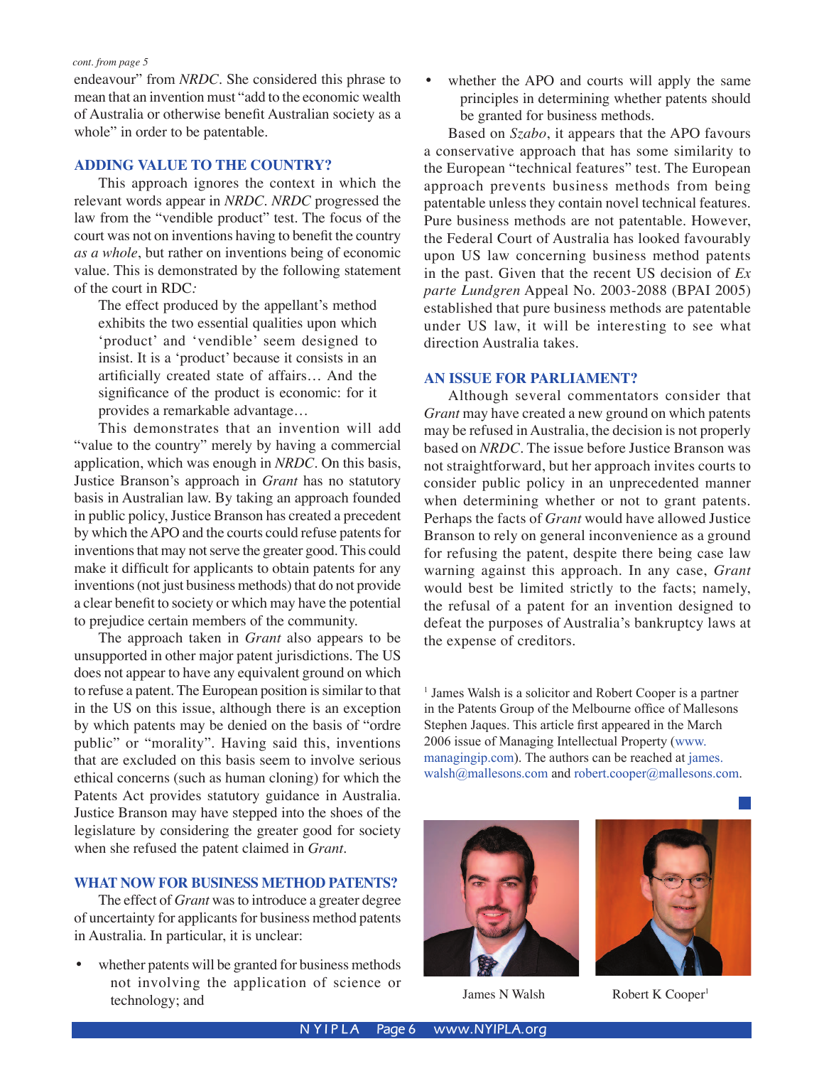*cont. from page 5*

endeavour" from *NRDC*. She considered this phrase to mean that an invention must "add to the economic wealth of Australia or otherwise benefit Australian society as a whole" in order to be patentable.

## ADDING VALUE TO THE COUNTRY?

This approach ignores the context in which the relevant words appear in *NRDC*. *NRDC* progressed the law from the "vendible product" test. The focus of the court was not on inventions having to benefit the country *as a whole*, but rather on inventions being of economic value. This is demonstrated by the following statement of the court in RDC:

> The effect produced by the appellant's method exhibits the two essential qualities upon which 'product' and 'vendible' seem designed to insist. It is a 'product' because it consists in an artificially created state of affairs… And the significance of the product is economic: for it provides a remarkable advantage…

This demonstrates that an invention will add "value to the country" merely by having a commercial application, which was enough in *NRDC*. On this basis, Justice Branson's approach in *Grant* has no statutory basis in Australian law. By taking an approach founded in public policy, Justice Branson has created a precedent by which the APO and the courts could refuse patents for inventions that may not serve the greater good. This could make it difficult for applicants to obtain patents for any inventions (not just business methods) that do not provide a clear benefit to society or which may have the potential to prejudice certain members of the community.

The approach taken in *Grant* also appears to be unsupported in other major patent jurisdictions. The US does not appear to have any equivalent ground on which to refuse a patent. The European position is similar to that in the US on this issue, although there is an exception by which patents may be denied on the basis of "ordre public" or "morality". Having said this, inventions that are excluded on this basis seem to involve serious ethical concerns (such as human cloning) for which the Patents Act provides statutory guidance in Australia. Justice Branson may have stepped into the shoes of the legislature by considering the greater good for society when she refused the patent claimed in *Grant*.

## WHAT NOW FOR BUSINESS METHOD PATENTS?

The effect of *Grant* was to introduce a greater degree of uncertainty for applicants for business method patents in Australia. In particular, it is unclear:

- whether patents will be granted for business methods not involving the application of science or technology; and
- whether the APO and courts will apply the same principles in determining whether patents should be granted for business methods.

Based on *Szabo*, it appears that the APO favours a conservative approach that has some similarity to the European "technical features" test. The European approach prevents business methods from being patentable unless they contain novel technical features. Pure business methods are not patentable. However, the Federal Court of Australia has looked favourably upon US law concerning business method patents in the past. Given that the recent US decision of *Ex parte Lundgren* Appeal No. 2003-2088 (BPAI 2005) established that pure business methods are patentable under US law, it will be interesting to see what direction Australia takes.

## AN ISSUE FOR PARLIAMENT?

Although several commentators consider that *Grant* may have created a new ground on which patents may be refused in Australia, the decision is not properly based on *NRDC*. The issue before Justice Branson was not straightforward, but her approach invites courts to consider public policy in an unprecedented manner when determining whether or not to grant patents. Perhaps the facts of *Grant* would have allowed Justice Branson to rely on general inconvenience as a ground for refusing the patent, despite there being case law warning against this approach. In any case, *Grant* would best be limited strictly to the facts; namely, the refusal of a patent for an invention designed to defeat the purposes of Australia's bankruptcy laws at the expense of creditors.

[1] James Walsh is a solicitor and Robert Cooper is a partner in the Patents Group of the Melbourne office of Mallesons Stephen Jaques. This article first appeared in the March 2006 issue of Managing Intellectual Property (www.managingip.com). The authors can be reached at james.walsh@mallesons.com and robert.cooper@mallesons.com.

James N Walsh

Robert K Cooper[1]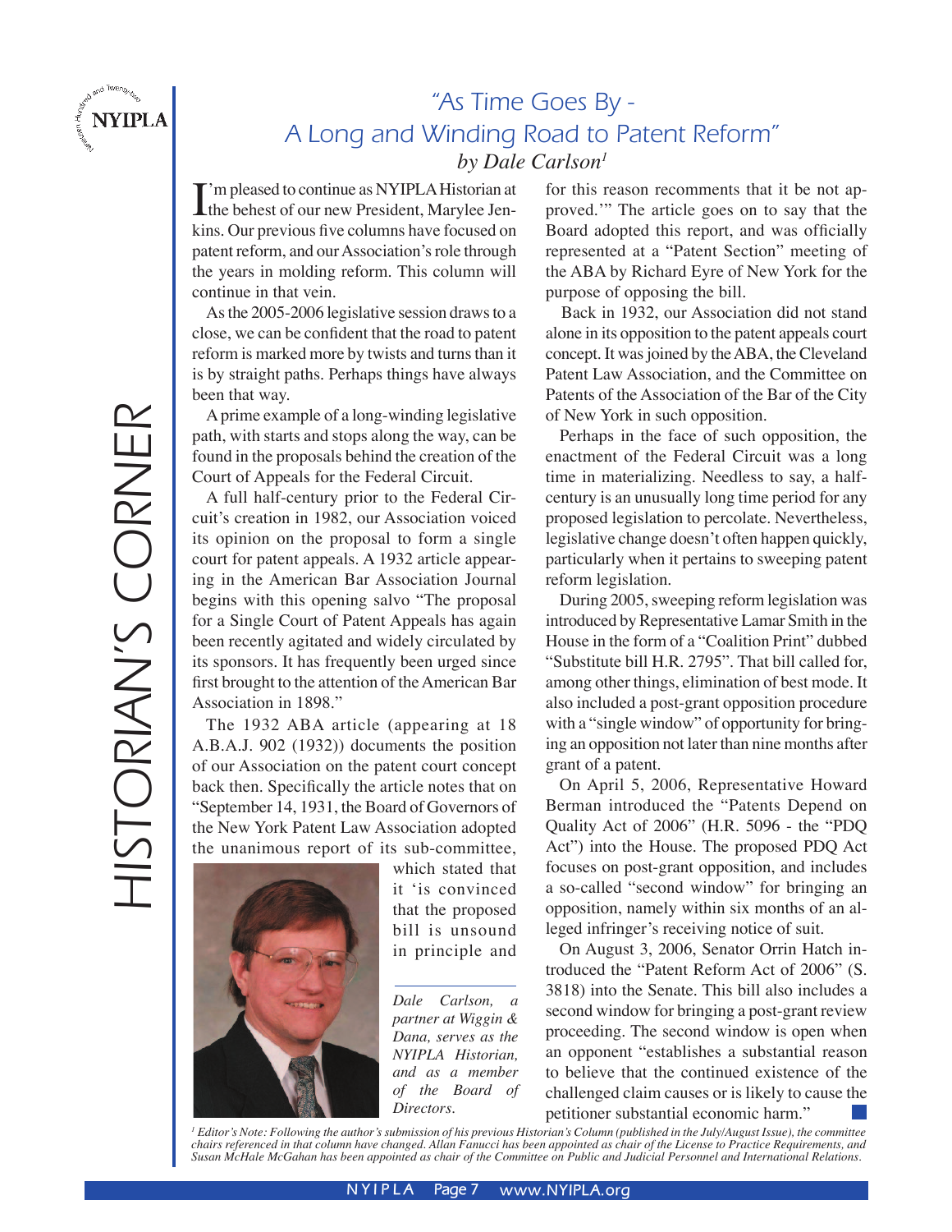# "As Time Goes By - A Long and Winding Road to Patent Reform"

*by Dale Carlson*[1]

I'm pleased to continue as NYIPLA Historian at the behest of our new President, Marylee Jenkins. Our previous five columns have focused on patent reform, and our Association's role through the years in molding reform. This column will continue in that vein.

As the 2005-2006 legislative session draws to a close, we can be confident that the road to patent reform is marked more by twists and turns than it is by straight paths. Perhaps things have always been that way.

A prime example of a long-winding legislative path, with starts and stops along the way, can be found in the proposals behind the creation of the Court of Appeals for the Federal Circuit.

A full half-century prior to the Federal Circuit's creation in 1982, our Association voiced its opinion on the proposal to form a single court for patent appeals. A 1932 article appearing in the American Bar Association Journal begins with this opening salvo "The proposal for a Single Court of Patent Appeals has again been recently agitated and widely circulated by its sponsors. It has frequently been urged since first brought to the attention of the American Bar Association in 1898."

The 1932 ABA article (appearing at 18 A.B.A.J. 902 (1932)) documents the position of our Association on the patent court concept back then. Specifically the article notes that on "September 14, 1931, the Board of Governors of the New York Patent Law Association adopted the unanimous report of its sub-committee, which stated that it 'is convinced that the proposed bill is unsound in principle and for this reason recomments that it be not approved.'" The article goes on to say that the Board adopted this report, and was officially represented at a "Patent Section" meeting of the ABA by Richard Eyre of New York for the purpose of opposing the bill.

*Dale Carlson, a partner at Wiggin & Dana, serves as the NYIPLA Historian, and as a member of the Board of Directors.*

Back in 1932, our Association did not stand alone in its opposition to the patent appeals court concept. It was joined by the ABA, the Cleveland Patent Law Association, and the Committee on Patents of the Association of the Bar of the City of New York in such opposition.

Perhaps in the face of such opposition, the enactment of the Federal Circuit was a long time in materializing. Needless to say, a half-century is an unusually long time period for any proposed legislation to percolate. Nevertheless, legislative change doesn't often happen quickly, particularly when it pertains to sweeping patent reform legislation.

During 2005, sweeping reform legislation was introduced by Representative Lamar Smith in the House in the form of a "Coalition Print" dubbed "Substitute bill H.R. 2795". That bill called for, among other things, elimination of best mode. It also included a post-grant opposition procedure with a "single window" of opportunity for bringing an opposition not later than nine months after grant of a patent.

On April 5, 2006, Representative Howard Berman introduced the "Patents Depend on Quality Act of 2006" (H.R. 5096 - the "PDQ Act") into the House. The proposed PDQ Act focuses on post-grant opposition, and includes a so-called "second window" for bringing an opposition, namely within six months of an alleged infringer's receiving notice of suit.

On August 3, 2006, Senator Orrin Hatch introduced the "Patent Reform Act of 2006" (S. 3818) into the Senate. This bill also includes a second window for bringing a post-grant review proceeding. The second window is open when an opponent "establishes a substantial reason to believe that the continued existence of the challenged claim causes or is likely to cause the petitioner substantial economic harm."

[1] *Editor's Note: Following the author's submission of his previous Historian's Column (published in the July/August Issue), the committee chairs referenced in that column have changed. Allan Fanucci has been appointed as chair of the License to Practice Requirements, and Susan McHale McGahan has been appointed as chair of the Committee on Public and Judicial Personnel and International Relations.*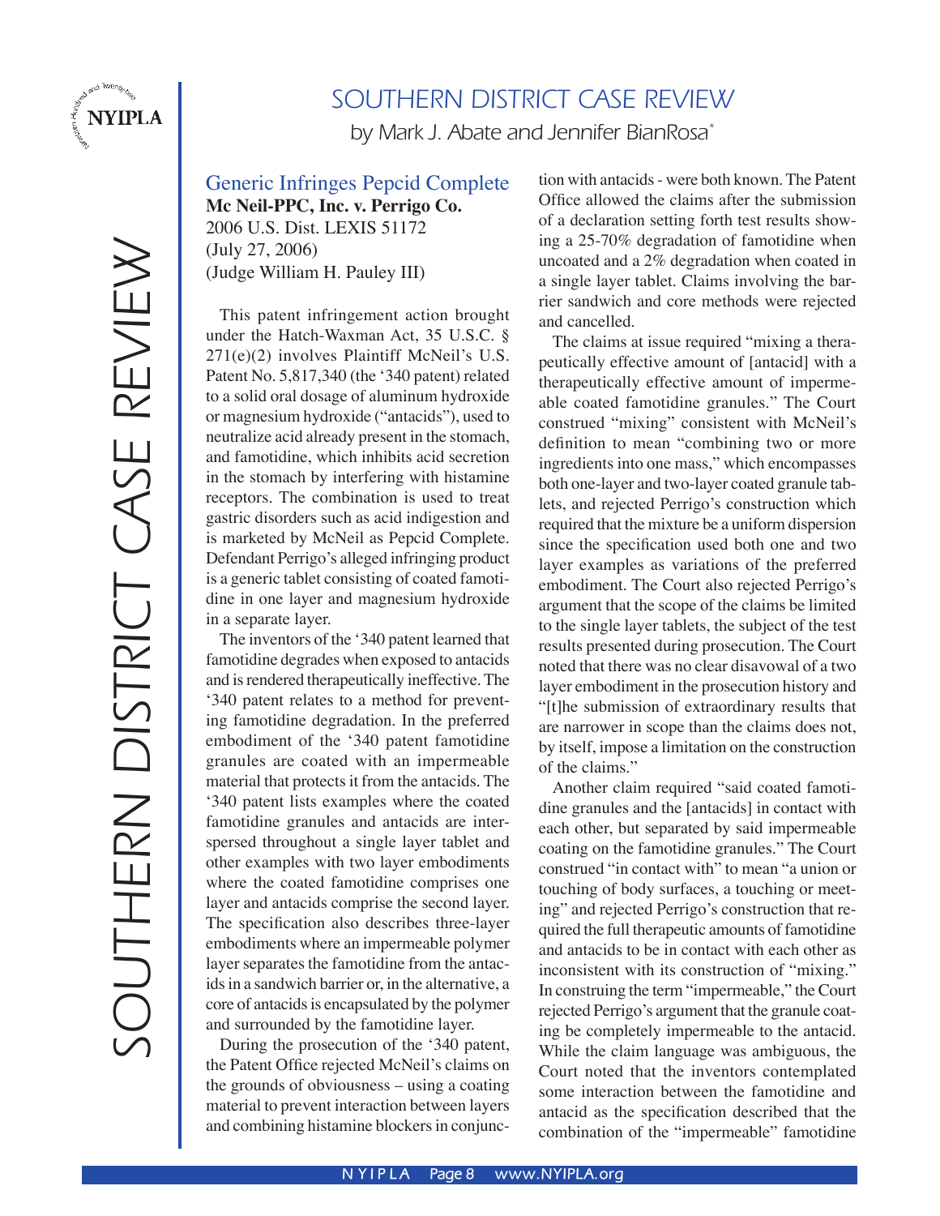# SOUTHERN DISTRICT CASE REVIEW

by Mark J. Abate and Jennifer BianRosa*

## Generic Infringes Pepcid Complete

**Mc Neil-PPC, Inc. v. Perrigo Co.**
2006 U.S. Dist. LEXIS 51172
(July 27, 2006)
(Judge William H. Pauley III)

This patent infringement action brought under the Hatch-Waxman Act, 35 U.S.C. § 271(e)(2) involves Plaintiff McNeil's U.S. Patent No. 5,817,340 (the '340 patent) related to a solid oral dosage of aluminum hydroxide or magnesium hydroxide ("antacids"), used to neutralize acid already present in the stomach, and famotidine, which inhibits acid secretion in the stomach by interfering with histamine receptors. The combination is used to treat gastric disorders such as acid indigestion and is marketed by McNeil as Pepcid Complete. Defendant Perrigo's alleged infringing product is a generic tablet consisting of coated famotidine in one layer and magnesium hydroxide in a separate layer.

The inventors of the '340 patent learned that famotidine degrades when exposed to antacids and is rendered therapeutically ineffective. The '340 patent relates to a method for preventing famotidine degradation. In the preferred embodiment of the '340 patent famotidine granules are coated with an impermeable material that protects it from the antacids. The '340 patent lists examples where the coated famotidine granules and antacids are interspersed throughout a single layer tablet and other examples with two layer embodiments where the coated famotidine comprises one layer and antacids comprise the second layer. The specification also describes three-layer embodiments where an impermeable polymer layer separates the famotidine from the antacids in a sandwich barrier or, in the alternative, a core of antacids is encapsulated by the polymer and surrounded by the famotidine layer.

During the prosecution of the '340 patent, the Patent Office rejected McNeil's claims on the grounds of obviousness – using a coating material to prevent interaction between layers and combining histamine blockers in conjunction with antacids - were both known. The Patent Office allowed the claims after the submission of a declaration setting forth test results showing a 25-70% degradation of famotidine when uncoated and a 2% degradation when coated in a single layer tablet. Claims involving the barrier sandwich and core methods were rejected and cancelled.

The claims at issue required "mixing a therapeutically effective amount of [antacid] with a therapeutically effective amount of impermeable coated famotidine granules." The Court construed "mixing" consistent with McNeil's definition to mean "combining two or more ingredients into one mass," which encompasses both one-layer and two-layer coated granule tablets, and rejected Perrigo's construction which required that the mixture be a uniform dispersion since the specification used both one and two layer examples as variations of the preferred embodiment. The Court also rejected Perrigo's argument that the scope of the claims be limited to the single layer tablets, the subject of the test results presented during prosecution. The Court noted that there was no clear disavowal of a two layer embodiment in the prosecution history and "[t]he submission of extraordinary results that are narrower in scope than the claims does not, by itself, impose a limitation on the construction of the claims."

Another claim required "said coated famotidine granules and the [antacids] in contact with each other, but separated by said impermeable coating on the famotidine granules." The Court construed "in contact with" to mean "a union or touching of body surfaces, a touching or meeting" and rejected Perrigo's construction that required the full therapeutic amounts of famotidine and antacids to be in contact with each other as inconsistent with its construction of "mixing." In construing the term "impermeable," the Court rejected Perrigo's argument that the granule coating be completely impermeable to the antacid. While the claim language was ambiguous, the Court noted that the inventors contemplated some interaction between the famotidine and antacid as the specification described that the combination of the "impermeable" famotidine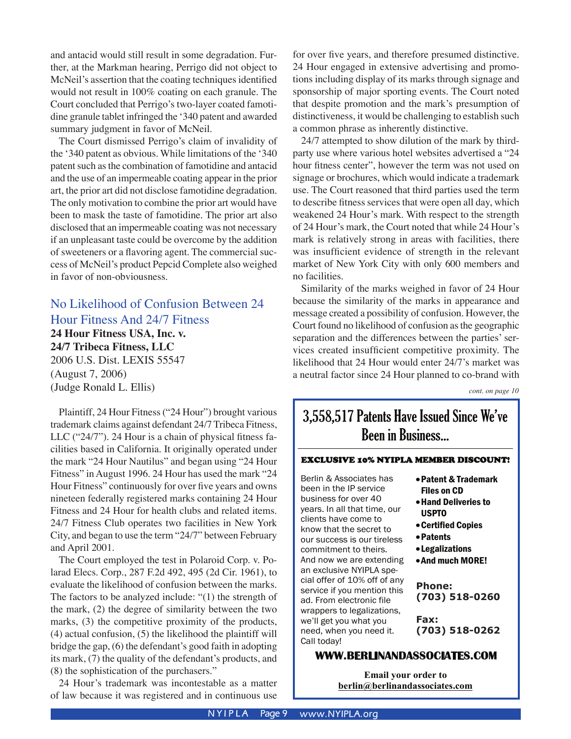and antacid would still result in some degradation. Further, at the Markman hearing, Perrigo did not object to McNeil's assertion that the coating techniques identified would not result in 100% coating on each granule. The Court concluded that Perrigo's two-layer coated famotidine granule tablet infringed the '340 patent and awarded summary judgment in favor of McNeil.

The Court dismissed Perrigo's claim of invalidity of the '340 patent as obvious. While limitations of the '340 patent such as the combination of famotidine and antacid and the use of an impermeable coating appear in the prior art, the prior art did not disclose famotidine degradation. The only motivation to combine the prior art would have been to mask the taste of famotidine. The prior art also disclosed that an impermeable coating was not necessary if an unpleasant taste could be overcome by the addition of sweeteners or a flavoring agent. The commercial success of McNeil's product Pepcid Complete also weighed in favor of non-obviousness.

## No Likelihood of Confusion Between 24 Hour Fitness And 24/7 Fitness

**24 Hour Fitness USA, Inc. v. 24/7 Tribeca Fitness, LLC**
2006 U.S. Dist. LEXIS 55547
(August 7, 2006)
(Judge Ronald L. Ellis)

Plaintiff, 24 Hour Fitness ("24 Hour") brought various trademark claims against defendant 24/7 Tribeca Fitness, LLC ("24/7"). 24 Hour is a chain of physical fitness facilities based in California. It originally operated under the mark "24 Hour Nautilus" and began using "24 Hour Fitness" in August 1996. 24 Hour has used the mark "24 Hour Fitness" continuously for over five years and owns nineteen federally registered marks containing 24 Hour Fitness and 24 Hour for health clubs and related items. 24/7 Fitness Club operates two facilities in New York City, and began to use the term "24/7" between February and April 2001.

The Court employed the test in Polaroid Corp. v. Polarad Elecs. Corp., 287 F.2d 492, 495 (2d Cir. 1961), to evaluate the likelihood of confusion between the marks. The factors to be analyzed include: "(1) the strength of the mark, (2) the degree of similarity between the two marks, (3) the competitive proximity of the products, (4) actual confusion, (5) the likelihood the plaintiff will bridge the gap, (6) the defendant's good faith in adopting its mark, (7) the quality of the defendant's products, and (8) the sophistication of the purchasers."

24 Hour's trademark was incontestable as a matter of law because it was registered and in continuous use for over five years, and therefore presumed distinctive. 24 Hour engaged in extensive advertising and promotions including display of its marks through signage and sponsorship of major sporting events. The Court noted that despite promotion and the mark's presumption of distinctiveness, it would be challenging to establish such a common phrase as inherently distinctive.

24/7 attempted to show dilution of the mark by third-party use where various hotel websites advertised a "24 hour fitness center", however the term was not used on signage or brochures, which would indicate a trademark use. The Court reasoned that third parties used the term to describe fitness services that were open all day, which weakened 24 Hour's mark. With respect to the strength of 24 Hour's mark, the Court noted that while 24 Hour's mark is relatively strong in areas with facilities, there was insufficient evidence of strength in the relevant market of New York City with only 600 members and no facilities.

Similarity of the marks weighed in favor of 24 Hour because the similarity of the marks in appearance and message created a possibility of confusion. However, the Court found no likelihood of confusion as the geographic separation and the differences between the parties' services created insufficient competitive proximity. The likelihood that 24 Hour would enter 24/7's market was a neutral factor since 24 Hour planned to co-brand with

*cont. on page 10*

---

## 3,558,517 Patents Have Issued Since We've Been in Business...

**EXCLUSIVE 10% NYIPLA MEMBER DISCOUNT!**

Berlin & Associates has been in the IP service business for over 40 years. In all that time, our clients have come to know that the secret to our success is our tireless commitment to theirs. And now we are extending an exclusive NYIPLA special offer of 10% off of any service if you mention this ad. From electronic file wrappers to legalizations, we'll get you what you need, when you need it. Call today!

- **Patent & Trademark Files on CD**
- **Hand Deliveries to USPTO**
- **Certified Copies**
- **Patents**
- **Legalizations**
- **And much MORE!**

**Phone: (703) 518-0260**

**Fax: (703) 518-0262**

**WWW.BERLINANDASSOCIATES.COM**

**Email your order to berlin@berlinandassociates.com**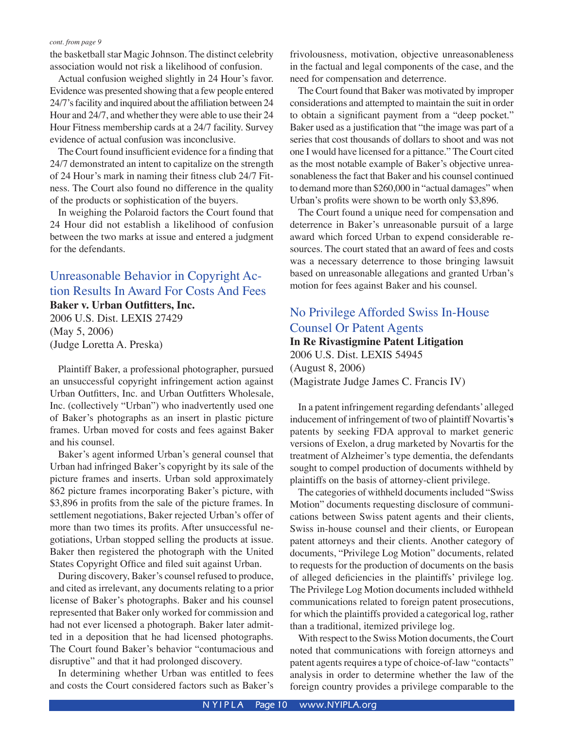*cont. from page 9*

the basketball star Magic Johnson. The distinct celebrity association would not risk a likelihood of confusion.

Actual confusion weighed slightly in 24 Hour's favor. Evidence was presented showing that a few people entered 24/7's facility and inquired about the affiliation between 24 Hour and 24/7, and whether they were able to use their 24 Hour Fitness membership cards at a 24/7 facility. Survey evidence of actual confusion was inconclusive.

The Court found insufficient evidence for a finding that 24/7 demonstrated an intent to capitalize on the strength of 24 Hour's mark in naming their fitness club 24/7 Fitness. The Court also found no difference in the quality of the products or sophistication of the buyers.

In weighing the Polaroid factors the Court found that 24 Hour did not establish a likelihood of confusion between the two marks at issue and entered a judgment for the defendants.

## Unreasonable Behavior in Copyright Action Results In Award For Costs And Fees

**Baker v. Urban Outfitters, Inc.**
2006 U.S. Dist. LEXIS 27429
(May 5, 2006)
(Judge Loretta A. Preska)

Plaintiff Baker, a professional photographer, pursued an unsuccessful copyright infringement action against Urban Outfitters, Inc. and Urban Outfitters Wholesale, Inc. (collectively "Urban") who inadvertently used one of Baker's photographs as an insert in plastic picture frames. Urban moved for costs and fees against Baker and his counsel.

Baker's agent informed Urban's general counsel that Urban had infringed Baker's copyright by its sale of the picture frames and inserts. Urban sold approximately 862 picture frames incorporating Baker's picture, with $3,896 in profits from the sale of the picture frames. In settlement negotiations, Baker rejected Urban's offer of more than two times its profits. After unsuccessful negotiations, Urban stopped selling the products at issue. Baker then registered the photograph with the United States Copyright Office and filed suit against Urban.

During discovery, Baker's counsel refused to produce, and cited as irrelevant, any documents relating to a prior license of Baker's photographs. Baker and his counsel represented that Baker only worked for commission and had not ever licensed a photograph. Baker later admitted in a deposition that he had licensed photographs. The Court found Baker's behavior "contumacious and disruptive" and that it had prolonged discovery.

In determining whether Urban was entitled to fees and costs the Court considered factors such as Baker's frivolousness, motivation, objective unreasonableness in the factual and legal components of the case, and the need for compensation and deterrence.

The Court found that Baker was motivated by improper considerations and attempted to maintain the suit in order to obtain a significant payment from a "deep pocket." Baker used as a justification that "the image was part of a series that cost thousands of dollars to shoot and was not one I would have licensed for a pittance." The Court cited as the most notable example of Baker's objective unreasonableness the fact that Baker and his counsel continued to demand more than $260,000 in "actual damages" when Urban's profits were shown to be worth only $3,896.

The Court found a unique need for compensation and deterrence in Baker's unreasonable pursuit of a large award which forced Urban to expend considerable resources. The court stated that an award of fees and costs was a necessary deterrence to those bringing lawsuit based on unreasonable allegations and granted Urban's motion for fees against Baker and his counsel.

## No Privilege Afforded Swiss In-House Counsel Or Patent Agents

**In Re Rivastigmine Patent Litigation**
2006 U.S. Dist. LEXIS 54945
(August 8, 2006)
(Magistrate Judge James C. Francis IV)

In a patent infringement regarding defendants' alleged inducement of infringement of two of plaintiff Novartis's patents by seeking FDA approval to market generic versions of Exelon, a drug marketed by Novartis for the treatment of Alzheimer's type dementia, the defendants sought to compel production of documents withheld by plaintiffs on the basis of attorney-client privilege.

The categories of withheld documents included "Swiss Motion" documents requesting disclosure of communications between Swiss patent agents and their clients, Swiss in-house counsel and their clients, or European patent attorneys and their clients. Another category of documents, "Privilege Log Motion" documents, related to requests for the production of documents on the basis of alleged deficiencies in the plaintiffs' privilege log. The Privilege Log Motion documents included withheld communications related to foreign patent prosecutions, for which the plaintiffs provided a categorical log, rather than a traditional, itemized privilege log.

With respect to the Swiss Motion documents, the Court noted that communications with foreign attorneys and patent agents requires a type of choice-of-law "contacts" analysis in order to determine whether the law of the foreign country provides a privilege comparable to the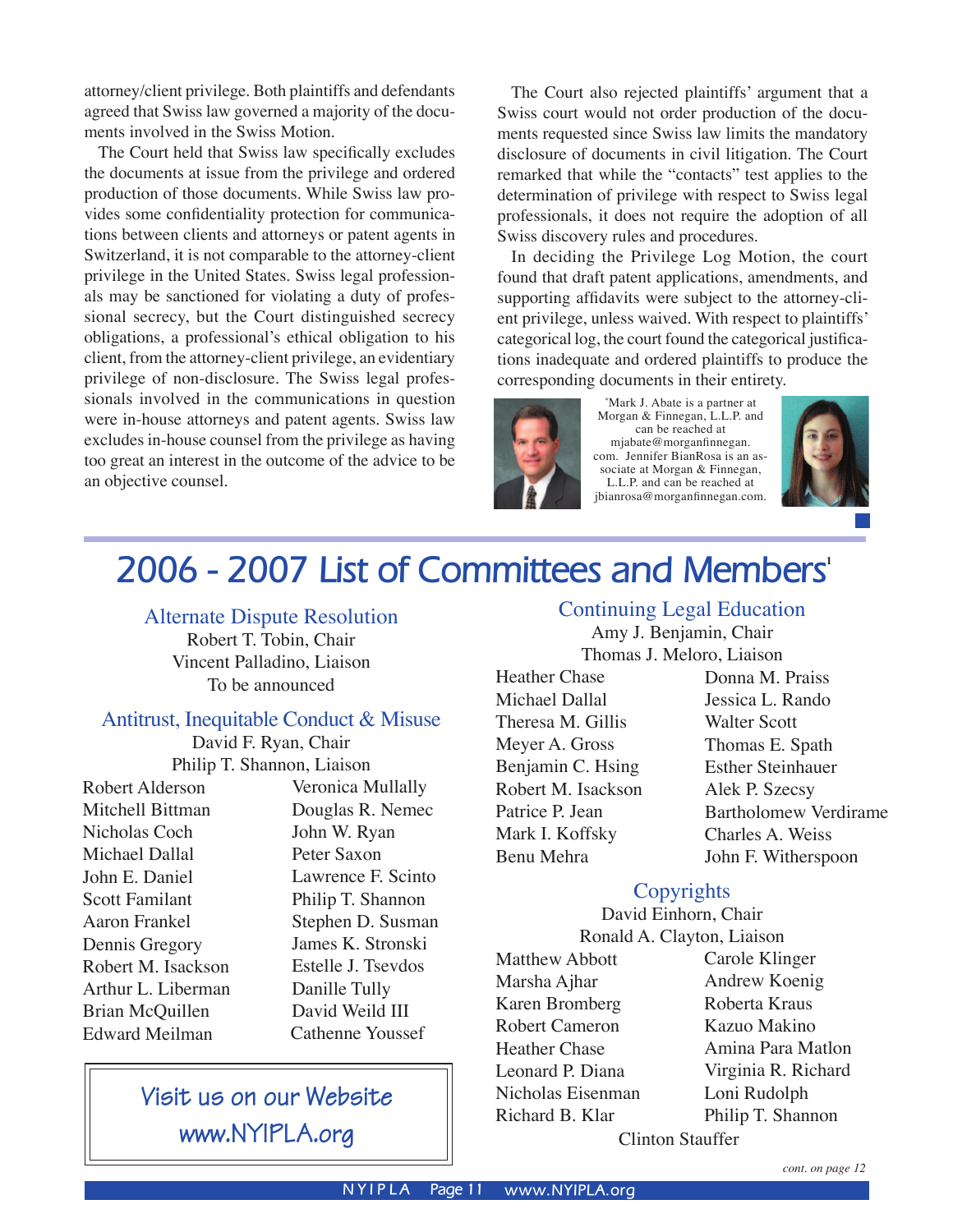attorney/client privilege. Both plaintiffs and defendants agreed that Swiss law governed a majority of the documents involved in the Swiss Motion.

The Court held that Swiss law specifically excludes the documents at issue from the privilege and ordered production of those documents. While Swiss law provides some confidentiality protection for communications between clients and attorneys or patent agents in Switzerland, it is not comparable to the attorney-client privilege in the United States. Swiss legal professionals may be sanctioned for violating a duty of professional secrecy, but the Court distinguished secrecy obligations, a professional's ethical obligation to his client, from the attorney-client privilege, an evidentiary privilege of non-disclosure. The Swiss legal professionals involved in the communications in question were in-house attorneys and patent agents. Swiss law excludes in-house counsel from the privilege as having too great an interest in the outcome of the advice to be an objective counsel.

The Court also rejected plaintiffs' argument that a Swiss court would not order production of the documents requested since Swiss law limits the mandatory disclosure of documents in civil litigation. The Court remarked that while the "contacts" test applies to the determination of privilege with respect to Swiss legal professionals, it does not require the adoption of all Swiss discovery rules and procedures.

In deciding the Privilege Log Motion, the court found that draft patent applications, amendments, and supporting affidavits were subject to the attorney-client privilege, unless waived. With respect to plaintiffs' categorical log, the court found the categorical justifications inadequate and ordered plaintiffs to produce the corresponding documents in their entirety.

*Mark J. Abate is a partner at Morgan & Finnegan, L.L.P. and can be reached at mjabate@morganfinnegan.com. Jennifer BianRosa is an associate at Morgan & Finnegan, L.L.P. and can be reached at jbianrosa@morganfinnegan.com.

# 2006 - 2007 List of Committees and Members[1]

## Alternate Dispute Resolution

Robert T. Tobin, Chair
Vincent Palladino, Liaison
To be announced

## Antitrust, Inequitable Conduct & Misuse

David F. Ryan, Chair
Philip T. Shannon, Liaison

Robert Alderson
Mitchell Bittman
Nicholas Coch
Michael Dallal
John E. Daniel
Scott Familant
Aaron Frankel
Dennis Gregory
Robert M. Isackson
Arthur L. Liberman
Brian McQuillen
Edward Meilman
Veronica Mullally
Douglas R. Nemec
John W. Ryan
Peter Saxon
Lawrence F. Scinto
Philip T. Shannon
Stephen D. Susman
James K. Stronski
Estelle J. Tsevdos
Danille Tully
David Weild III
Cathenne Youssef

Visit us on our Website
www.NYIPLA.org

## Continuing Legal Education

Amy J. Benjamin, Chair
Thomas J. Meloro, Liaison

Heather Chase
Michael Dallal
Theresa M. Gillis
Meyer A. Gross
Benjamin C. Hsing
Robert M. Isackson
Patrice P. Jean
Mark I. Koffsky
Benu Mehra
Donna M. Praiss
Jessica L. Rando
Walter Scott
Thomas E. Spath
Esther Steinhauer
Alek P. Szecsy
Bartholomew Verdirame
Charles A. Weiss
John F. Witherspoon

## Copyrights

David Einhorn, Chair
Ronald A. Clayton, Liaison

Matthew Abbott
Marsha Ajhar
Karen Bromberg
Robert Cameron
Heather Chase
Leonard P. Diana
Nicholas Eisenman
Richard B. Klar
Carole Klinger
Andrew Koenig
Roberta Kraus
Kazuo Makino
Amina Para Matlon
Virginia R. Richard
Loni Rudolph
Philip T. Shannon
Clinton Stauffer

*cont. on page 12*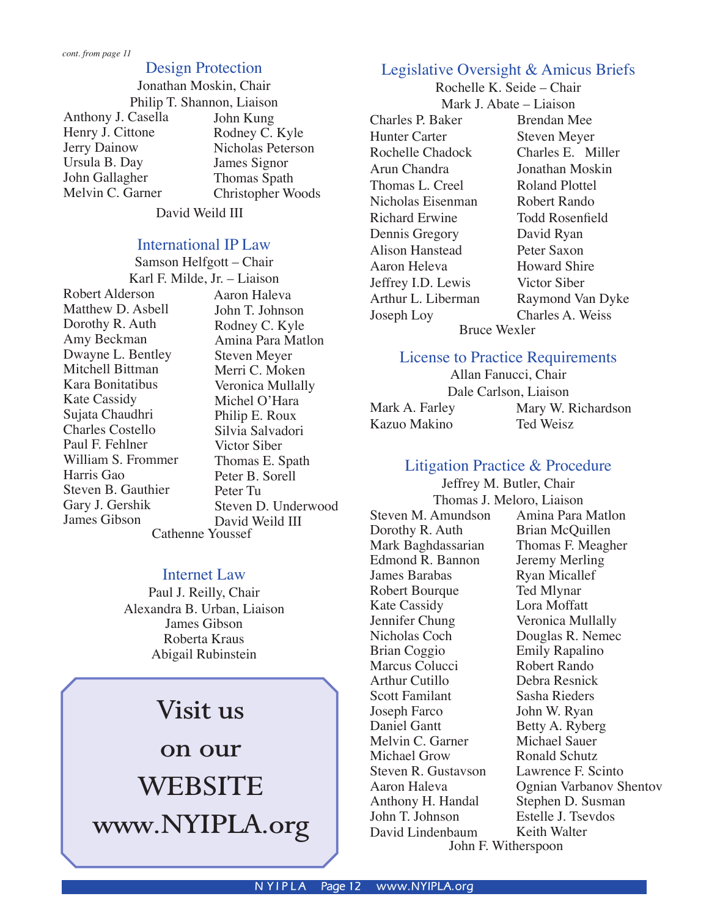*cont. from page 11*

## Design Protection

Jonathan Moskin, Chair
Philip T. Shannon, Liaison

Anthony J. Casella
Henry J. Cittone
Jerry Dainow
Ursula B. Day
John Gallagher
Melvin C. Garner
John Kung
Rodney C. Kyle
Nicholas Peterson
James Signor
Thomas Spath
Christopher Woods
David Weild III

## International IP Law

Samson Helfgott – Chair
Karl F. Milde, Jr. – Liaison

Robert Alderson
Matthew D. Asbell
Dorothy R. Auth
Amy Beckman
Dwayne L. Bentley
Mitchell Bittman
Kara Bonitatibus
Kate Cassidy
Sujata Chaudhri
Charles Costello
Paul F. Fehlner
William S. Frommer
Harris Gao
Steven B. Gauthier
Gary J. Gershik
James Gibson
Aaron Haleva
John T. Johnson
Rodney C. Kyle
Amina Para Matlon
Steven Meyer
Merri C. Moken
Veronica Mullally
Michel O'Hara
Philip E. Roux
Silvia Salvadori
Victor Siber
Thomas E. Spath
Peter B. Sorell
Peter Tu
Steven D. Underwood
David Weild III
Cathenne Youssef

## Internet Law

Paul J. Reilly, Chair
Alexandra B. Urban, Liaison
James Gibson
Roberta Kraus
Abigail Rubinstein

**Visit us on our WEBSITE www.NYIPLA.org**

## Legislative Oversight & Amicus Briefs

Rochelle K. Seide – Chair
Mark J. Abate – Liaison

Charles P. Baker
Hunter Carter
Rochelle Chadock
Arun Chandra
Thomas L. Creel
Nicholas Eisenman
Richard Erwine
Dennis Gregory
Alison Hanstead
Aaron Heleva
Jeffrey I.D. Lewis
Arthur L. Liberman
Joseph Loy
Brendan Mee
Steven Meyer
Charles E. Miller
Jonathan Moskin
Roland Plottel
Robert Rando
Todd Rosenfield
David Ryan
Peter Saxon
Howard Shire
Victor Siber
Raymond Van Dyke
Charles A. Weiss
Bruce Wexler

## License to Practice Requirements

Allan Fanucci, Chair
Dale Carlson, Liaison

Mark A. Farley
Kazuo Makino
Mary W. Richardson
Ted Weisz

## Litigation Practice & Procedure

Jeffrey M. Butler, Chair
Thomas J. Meloro, Liaison

Steven M. Amundson
Dorothy R. Auth
Mark Baghdassarian
Edmond R. Bannon
James Barabas
Robert Bourque
Kate Cassidy
Jennifer Chung
Nicholas Coch
Brian Coggio
Marcus Colucci
Arthur Cutillo
Scott Familant
Joseph Farco
Daniel Gantt
Melvin C. Garner
Michael Grow
Steven R. Gustavson
Aaron Haleva
Anthony H. Handal
John T. Johnson
David Lindenbaum
Amina Para Matlon
Brian McQuillen
Thomas F. Meagher
Jeremy Merling
Ryan Micallef
Ted Mlynar
Lora Moffatt
Veronica Mullally
Douglas R. Nemec
Emily Rapalino
Robert Rando
Debra Resnick
Sasha Rieders
John W. Ryan
Betty A. Ryberg
Michael Sauer
Ronald Schutz
Lawrence F. Scinto
Ognian Varbanov Shentov
Stephen D. Susman
Estelle J. Tsevdos
Keith Walter
John F. Witherspoon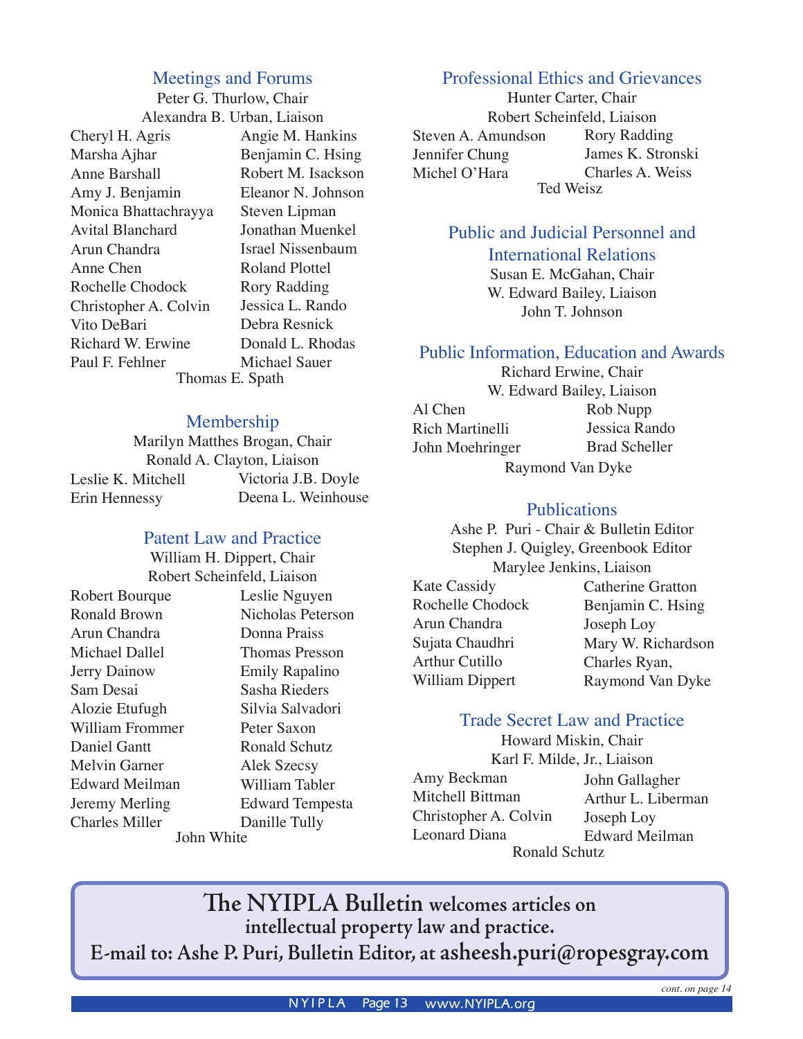## Meetings and Forums

Peter G. Thurlow, Chair
Alexandra B. Urban, Liaison

Cheryl H. Agris
Marsha Ajhar
Anne Barshall
Amy J. Benjamin
Monica Bhattachrayya
Avital Blanchard
Arun Chandra
Anne Chen
Rochelle Chodock
Christopher A. Colvin
Vito DeBari
Richard W. Erwine
Paul F. Fehlner
Angie M. Hankins
Benjamin C. Hsing
Robert M. Isackson
Eleanor N. Johnson
Steven Lipman
Jonathan Muenkel
Israel Nissenbaum
Roland Plottel
Rory Radding
Jessica L. Rando
Debra Resnick
Donald L. Rhodas
Michael Sauer
Thomas E. Spath

## Membership

Marilyn Matthes Brogan, Chair
Ronald A. Clayton, Liaison

Leslie K. Mitchell
Erin Hennessy
Victoria J.B. Doyle
Deena L. Weinhouse

## Patent Law and Practice

William H. Dippert, Chair
Robert Scheinfeld, Liaison

Robert Bourque
Ronald Brown
Arun Chandra
Michael Dallel
Jerry Dainow
Sam Desai
Alozie Etufugh
William Frommer
Daniel Gantt
Melvin Garner
Edward Meilman
Jeremy Merling
Charles Miller
Leslie Nguyen
Nicholas Peterson
Donna Praiss
Thomas Presson
Emily Rapalino
Sasha Rieders
Silvia Salvadori
Peter Saxon
Ronald Schutz
Alek Szecsy
William Tabler
Edward Tempesta
Danille Tully
John White

## Professional Ethics and Grievances

Hunter Carter, Chair
Robert Scheinfeld, Liaison

Steven A. Amundson
Jennifer Chung
Michel O'Hara
Rory Radding
James K. Stronski
Charles A. Weiss
Ted Weisz

## Public and Judicial Personnel and International Relations

Susan E. McGahan, Chair
W. Edward Bailey, Liaison
John T. Johnson

## Public Information, Education and Awards

Richard Erwine, Chair
W. Edward Bailey, Liaison

Al Chen
Rich Martinelli
John Moehringer
Rob Nupp
Jessica Rando
Brad Scheller
Raymond Van Dyke

## Publications

Ashe P. Puri - Chair & Bulletin Editor
Stephen J. Quigley, Greenbook Editor
Marylee Jenkins, Liaison

Kate Cassidy
Rochelle Chodock
Arun Chandra
Sujata Chaudhri
Arthur Cutillo
William Dippert
Catherine Gratton
Benjamin C. Hsing
Joseph Loy
Mary W. Richardson
Charles Ryan,
Raymond Van Dyke

## Trade Secret Law and Practice

Howard Miskin, Chair
Karl F. Milde, Jr., Liaison

Amy Beckman
Mitchell Bittman
Christopher A. Colvin
Leonard Diana
John Gallagher
Arthur L. Liberman
Joseph Loy
Edward Meilman
Ronald Schutz

**The NYIPLA Bulletin welcomes articles on intellectual property law and practice.**
**E-mail to: Ashe P. Puri, Bulletin Editor, at asheesh.puri@ropesgray.com**

*cont. on page 14*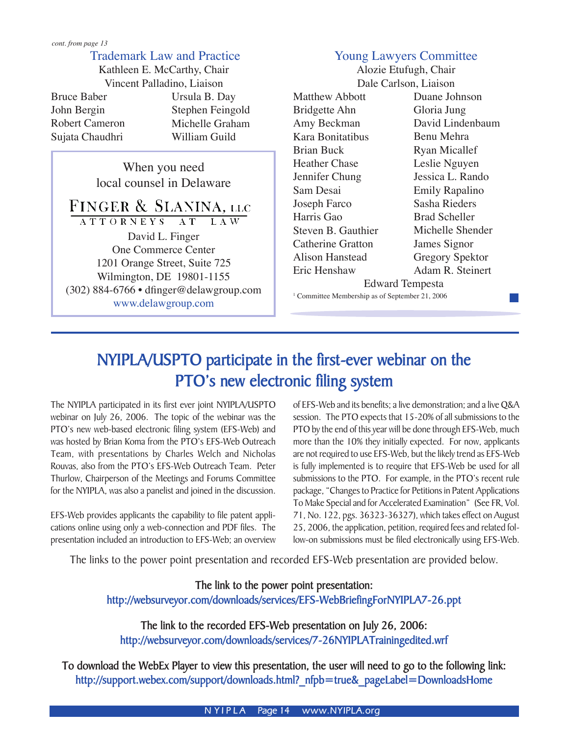*cont. from page 13*

### Trademark Law and Practice

Kathleen E. McCarthy, Chair
Vincent Palladino, Liaison

Bruce Baber
John Bergin
Robert Cameron
Sujata Chaudhri
Ursula B. Day
Stephen Feingold
Michelle Graham
William Guild

When you need
local counsel in Delaware

**FINGER & SLANINA, LLC**
ATTORNEYS AT LAW

David L. Finger
One Commerce Center
1201 Orange Street, Suite 725
Wilmington, DE 19801-1155
(302) 884-6766 • dfinger@delawgroup.com
www.delawgroup.com

### Young Lawyers Committee

Alozie Etufugh, Chair
Dale Carlson, Liaison

Matthew Abbott
Bridgette Ahn
Amy Beckman
Kara Bonitatibus
Brian Buck
Heather Chase
Jennifer Chung
Sam Desai
Joseph Farco
Harris Gao
Steven B. Gauthier
Catherine Gratton
Alison Hanstead
Eric Henshaw
Duane Johnson
Gloria Jung
David Lindenbaum
Benu Mehra
Ryan Micallef
Leslie Nguyen
Jessica L. Rando
Emily Rapalino
Sasha Rieders
Brad Scheller
Michelle Shender
James Signor
Gregory Spektor
Adam R. Steinert
Edward Tempesta

[1] Committee Membership as of September 21, 2006

## NYIPLA/USPTO participate in the first-ever webinar on the PTO's new electronic filing system

The NYIPLA participated in its first ever joint NYIPLA/USPTO webinar on July 26, 2006. The topic of the webinar was the PTO's new web-based electronic filing system (EFS-Web) and was hosted by Brian Koma from the PTO's EFS-Web Outreach Team, with presentations by Charles Welch and Nicholas Rouvas, also from the PTO's EFS-Web Outreach Team. Peter Thurlow, Chairperson of the Meetings and Forums Committee for the NYIPLA, was also a panelist and joined in the discussion.

EFS-Web provides applicants the capability to file patent applications online using only a web-connection and PDF files. The presentation included an introduction to EFS-Web; an overview of EFS-Web and its benefits; a live demonstration; and a live Q&A session. The PTO expects that 15-20% of all submissions to the PTO by the end of this year will be done through EFS-Web, much more than the 10% they initially expected. For now, applicants are not required to use EFS-Web, but the likely trend as EFS-Web is fully implemented is to require that EFS-Web be used for all submissions to the PTO. For example, in the PTO's recent rule package, "Changes to Practice for Petitions in Patent Applications To Make Special and for Accelerated Examination" (See FR, Vol. 71, No. 122, pgs. 36323-36327), which takes effect on August 25, 2006, the application, petition, required fees and related follow-on submissions must be filed electronically using EFS-Web.

The links to the power point presentation and recorded EFS-Web presentation are provided below.

**The link to the power point presentation:**
http://websurveyor.com/downloads/services/EFS-WebBriefingForNYIPLA7-26.ppt

**The link to the recorded EFS-Web presentation on July 26, 2006:**
http://websurveyor.com/downloads/services/7-26NYIPLATrainingedited.wrf

**To download the WebEx Player to view this presentation, the user will need to go to the following link:**
http://support.webex.com/support/downloads.html?_nfpb=true&_pageLabel=DownloadsHome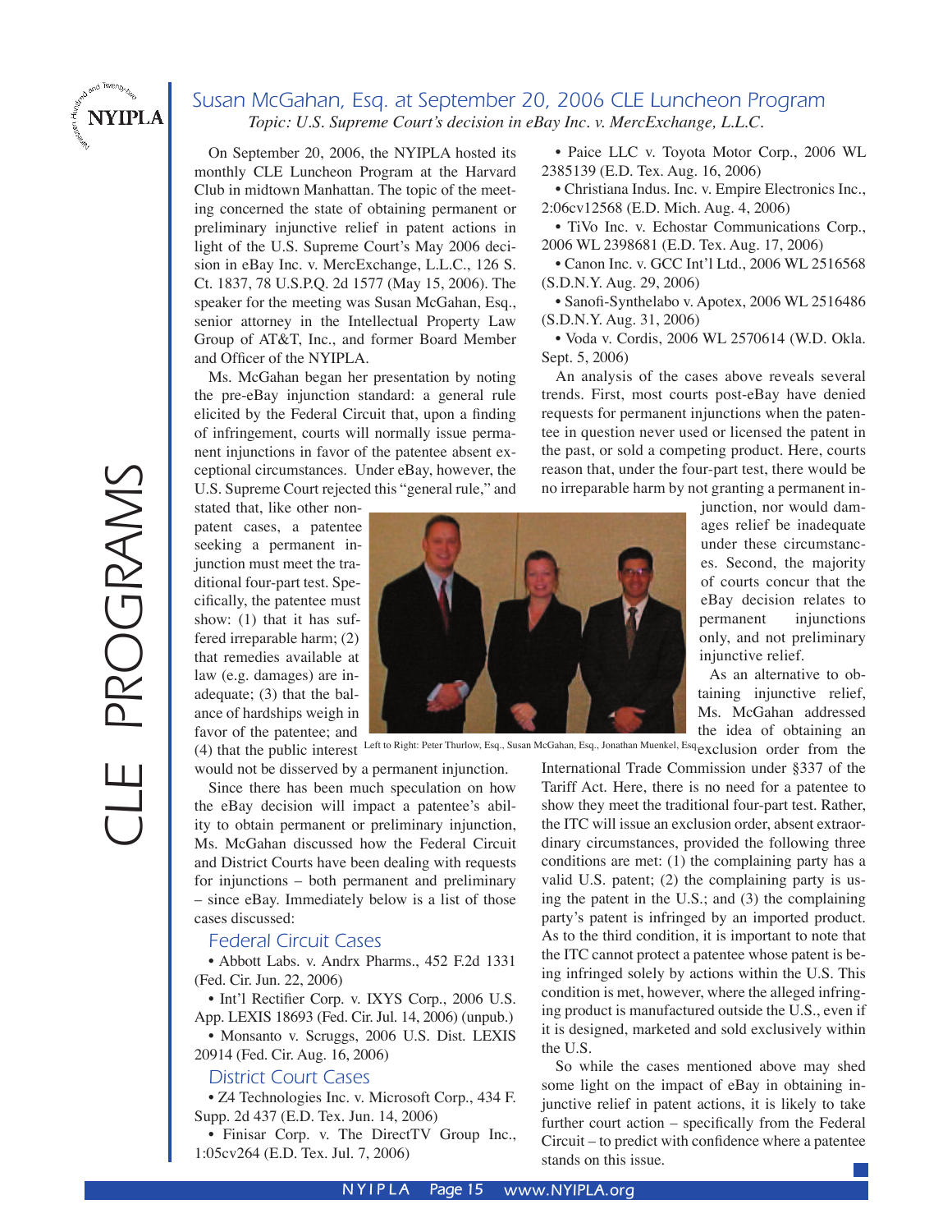## Susan McGahan, Esq. at September 20, 2006 CLE Luncheon Program

*Topic: U.S. Supreme Court's decision in eBay Inc. v. MercExchange, L.L.C.*

On September 20, 2006, the NYIPLA hosted its monthly CLE Luncheon Program at the Harvard Club in midtown Manhattan. The topic of the meeting concerned the state of obtaining permanent or preliminary injunctive relief in patent actions in light of the U.S. Supreme Court's May 2006 decision in eBay Inc. v. MercExchange, L.L.C., 126 S. Ct. 1837, 78 U.S.P.Q. 2d 1577 (May 15, 2006). The speaker for the meeting was Susan McGahan, Esq., senior attorney in the Intellectual Property Law Group of AT&T, Inc., and former Board Member and Officer of the NYIPLA.

Ms. McGahan began her presentation by noting the pre-eBay injunction standard: a general rule elicited by the Federal Circuit that, upon a finding of infringement, courts will normally issue permanent injunctions in favor of the patentee absent exceptional circumstances. Under eBay, however, the U.S. Supreme Court rejected this "general rule," and stated that, like other non-patent cases, a patentee seeking a permanent injunction must meet the traditional four-part test. Specifically, the patentee must show: (1) that it has suffered irreparable harm; (2) that remedies available at law (e.g. damages) are inadequate; (3) that the balance of hardships weigh in favor of the patentee; and (4) that the public interest would not be disserved by a permanent injunction.

Left to Right: Peter Thurlow, Esq., Susan McGahan, Esq., Jonathan Muenkel, Esq.

Since there has been much speculation on how the eBay decision will impact a patentee's ability to obtain permanent or preliminary injunction, Ms. McGahan discussed how the Federal Circuit and District Courts have been dealing with requests for injunctions – both permanent and preliminary – since eBay. Immediately below is a list of those cases discussed:

### Federal Circuit Cases

- Abbott Labs. v. Andrx Pharms., 452 F.2d 1331 (Fed. Cir. Jun. 22, 2006)
- Int'l Rectifier Corp. v. IXYS Corp., 2006 U.S. App. LEXIS 18693 (Fed. Cir. Jul. 14, 2006) (unpub.)
- Monsanto v. Scruggs, 2006 U.S. Dist. LEXIS 20914 (Fed. Cir. Aug. 16, 2006)

### District Court Cases

- Z4 Technologies Inc. v. Microsoft Corp., 434 F. Supp. 2d 437 (E.D. Tex. Jun. 14, 2006)
- Finisar Corp. v. The DirectTV Group Inc., 1:05cv264 (E.D. Tex. Jul. 7, 2006)
- Paice LLC v. Toyota Motor Corp., 2006 WL 2385139 (E.D. Tex. Aug. 16, 2006)
- Christiana Indus. Inc. v. Empire Electronics Inc., 2:06cv12568 (E.D. Mich. Aug. 4, 2006)
- TiVo Inc. v. Echostar Communications Corp., 2006 WL 2398681 (E.D. Tex. Aug. 17, 2006)
- Canon Inc. v. GCC Int'l Ltd., 2006 WL 2516568 (S.D.N.Y. Aug. 29, 2006)
- Sanofi-Synthelabo v. Apotex, 2006 WL 2516486 (S.D.N.Y. Aug. 31, 2006)
- Voda v. Cordis, 2006 WL 2570614 (W.D. Okla. Sept. 5, 2006)

An analysis of the cases above reveals several trends. First, most courts post-eBay have denied requests for permanent injunctions when the patentee in question never used or licensed the patent in the past, or sold a competing product. Here, courts reason that, under the four-part test, there would be no irreparable harm by not granting a permanent injunction, nor would damages relief be inadequate under these circumstances. Second, the majority of courts concur that the eBay decision relates to permanent injunctions only, and not preliminary injunctive relief.

As an alternative to obtaining injunctive relief, Ms. McGahan addressed the idea of obtaining an exclusion order from the International Trade Commission under §337 of the Tariff Act. Here, there is no need for a patentee to show they meet the traditional four-part test. Rather, the ITC will issue an exclusion order, absent extraordinary circumstances, provided the following three conditions are met: (1) the complaining party has a valid U.S. patent; (2) the complaining party is using the patent in the U.S.; and (3) the complaining party's patent is infringed by an imported product. As to the third condition, it is important to note that the ITC cannot protect a patentee whose patent is being infringed solely by actions within the U.S. This condition is met, however, where the alleged infringing product is manufactured outside the U.S., even if it is designed, marketed and sold exclusively within the U.S.

So while the cases mentioned above may shed some light on the impact of eBay in obtaining injunctive relief in patent actions, it is likely to take further court action – specifically from the Federal Circuit – to predict with confidence where a patentee stands on this issue.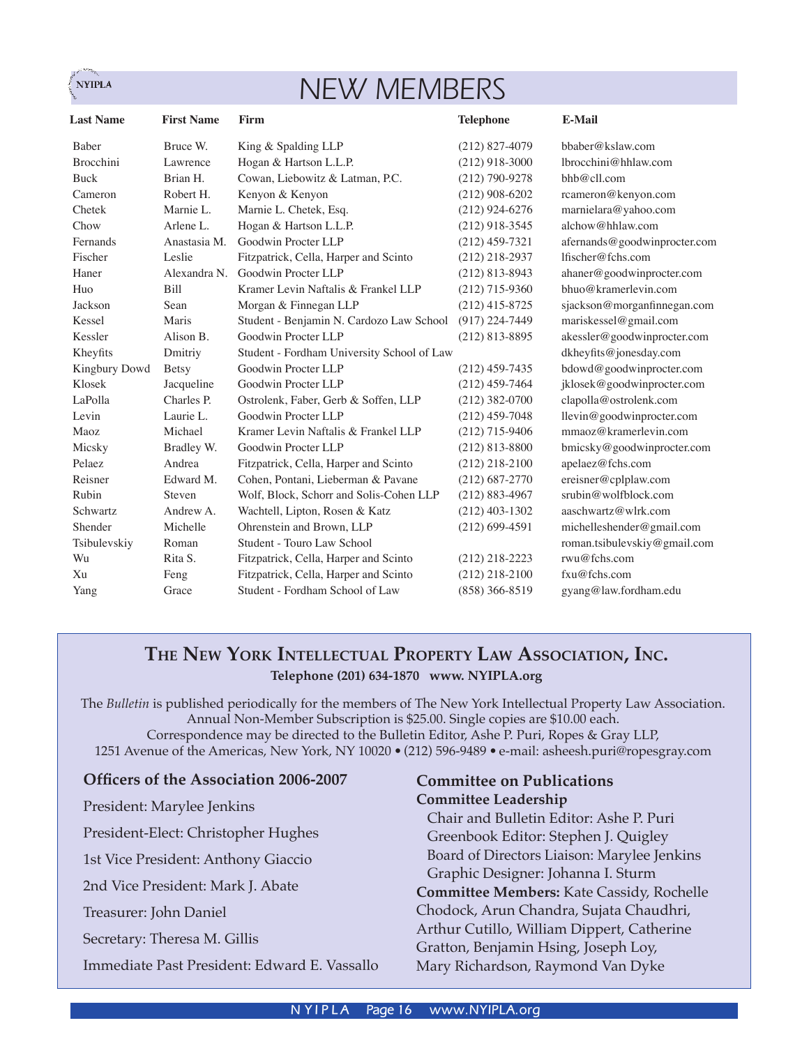# NEW MEMBERS

| Last Name | First Name | Firm | Telephone | E-Mail |
|---|---|---|---|---|
| Baber | Bruce W. | King & Spalding LLP | (212) 827-4079 | bbaber@kslaw.com |
| Brocchini | Lawrence | Hogan & Hartson L.L.P. | (212) 918-3000 | lbrocchini@hhlaw.com |
| Buck | Brian H. | Cowan, Liebowitz & Latman, P.C. | (212) 790-9278 | bhb@cll.com |
| Cameron | Robert H. | Kenyon & Kenyon | (212) 908-6202 | rcameron@kenyon.com |
| Chetek | Marnie L. | Marnie L. Chetek, Esq. | (212) 924-6276 | marnielara@yahoo.com |
| Chow | Arlene L. | Hogan & Hartson L.L.P. | (212) 918-3545 | alchow@hhlaw.com |
| Fernands | Anastasia M. | Goodwin Procter LLP | (212) 459-7321 | afernands@goodwinprocter.com |
| Fischer | Leslie | Fitzpatrick, Cella, Harper and Scinto | (212) 218-2937 | lfischer@fchs.com |
| Haner | Alexandra N. | Goodwin Procter LLP | (212) 813-8943 | ahaner@goodwinprocter.com |
| Huo | Bill | Kramer Levin Naftalis & Frankel LLP | (212) 715-9360 | bhuo@kramerlevin.com |
| Jackson | Sean | Morgan & Finnegan LLP | (212) 415-8725 | sjackson@morganfinnegan.com |
| Kessel | Maris | Student - Benjamin N. Cardozo Law School | (917) 224-7449 | mariskessel@gmail.com |
| Kessler | Alison B. | Goodwin Procter LLP | (212) 813-8895 | akessler@goodwinprocter.com |
| Kheyfits | Dmitriy | Student - Fordham University School of Law | | dkheyfits@jonesday.com |
| Kingbury Dowd | Betsy | Goodwin Procter LLP | (212) 459-7435 | bdowd@goodwinprocter.com |
| Klosek | Jacqueline | Goodwin Procter LLP | (212) 459-7464 | jklosek@goodwinprocter.com |
| LaPolla | Charles P. | Ostrolenk, Faber, Gerb & Soffen, LLP | (212) 382-0700 | clapolla@ostrolenk.com |
| Levin | Laurie L. | Goodwin Procter LLP | (212) 459-7048 | llevin@goodwinprocter.com |
| Maoz | Michael | Kramer Levin Naftalis & Frankel LLP | (212) 715-9406 | mmaoz@kramerlevin.com |
| Micsky | Bradley W. | Goodwin Procter LLP | (212) 813-8800 | bmicsky@goodwinprocter.com |
| Pelaez | Andrea | Fitzpatrick, Cella, Harper and Scinto | (212) 218-2100 | apelaez@fchs.com |
| Reisner | Edward M. | Cohen, Pontani, Lieberman & Pavane | (212) 687-2770 | ereisner@cplplaw.com |
| Rubin | Steven | Wolf, Block, Schorr and Solis-Cohen LLP | (212) 883-4967 | srubin@wolfblock.com |
| Schwartz | Andrew A. | Wachtell, Lipton, Rosen & Katz | (212) 403-1302 | aaschwartz@wlrk.com |
| Shender | Michelle | Ohrenstein and Brown, LLP | (212) 699-4591 | michelleshender@gmail.com |
| Tsibulevskiy | Roman | Student - Touro Law School | | roman.tsibulevskiy@gmail.com |
| Wu | Rita S. | Fitzpatrick, Cella, Harper and Scinto | (212) 218-2223 | rwu@fchs.com |
| Xu | Feng | Fitzpatrick, Cella, Harper and Scinto | (212) 218-2100 | fxu@fchs.com |
| Yang | Grace | Student - Fordham School of Law | (858) 366-8519 | gyang@law.fordham.edu |

## The New York Intellectual Property Law Association, Inc.

**Telephone (201) 634-1870 www. NYIPLA.org**

The *Bulletin* is published periodically for the members of The New York Intellectual Property Law Association. Annual Non-Member Subscription is $25.00. Single copies are $10.00 each. Correspondence may be directed to the Bulletin Editor, Ashe P. Puri, Ropes & Gray LLP, 1251 Avenue of the Americas, New York, NY 10020 • (212) 596-9489 • e-mail: asheesh.puri@ropesgray.com

### Officers of the Association 2006-2007

President: Marylee Jenkins

President-Elect: Christopher Hughes

1st Vice President: Anthony Giaccio

2nd Vice President: Mark J. Abate

Treasurer: John Daniel

Secretary: Theresa M. Gillis

Immediate Past President: Edward E. Vassallo

### Committee on Publications

**Committee Leadership**

Chair and Bulletin Editor: Ashe P. Puri
Greenbook Editor: Stephen J. Quigley
Board of Directors Liaison: Marylee Jenkins
Graphic Designer: Johanna I. Sturm

**Committee Members:** Kate Cassidy, Rochelle Chodock, Arun Chandra, Sujata Chaudhri, Arthur Cutillo, William Dippert, Catherine Gratton, Benjamin Hsing, Joseph Loy, Mary Richardson, Raymond Van Dyke